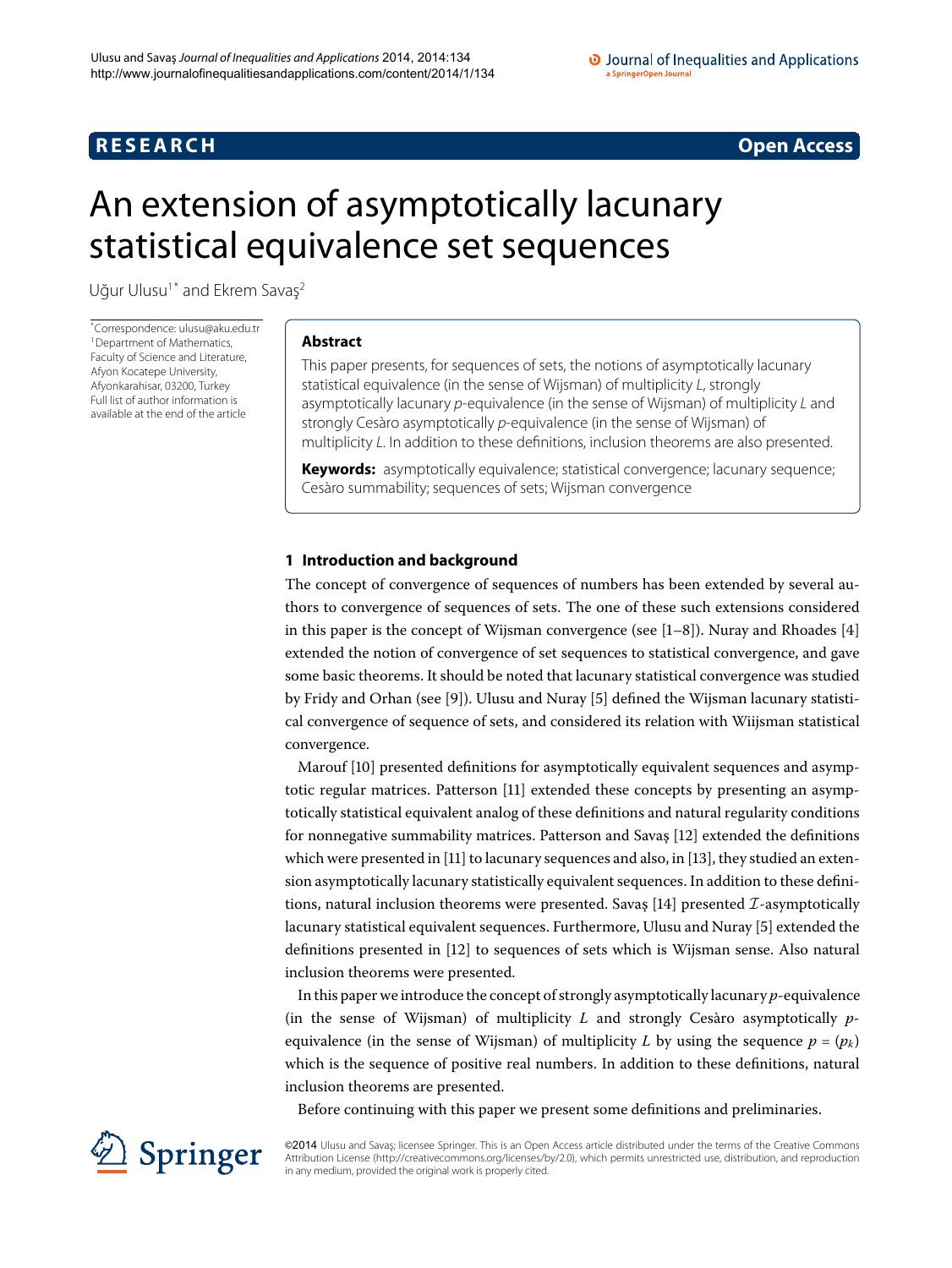**RESEARCH** **Open Access**

# An extension of asymptotically lacunary statistical equivalence set sequences

Uğur Ulusu[1*] and Ekrem Savaş[2]

[*]Correspondence: ulusu@aku.edu.tr
[1]Department of Mathematics, Faculty of Science and Literature, Afyon Kocatepe University, Afyonkarahisar, 03200, Turkey
Full list of author information is available at the end of the article

## Abstract

This paper presents, for sequences of sets, the notions of asymptotically lacunary statistical equivalence (in the sense of Wijsman) of multiplicity $L$, strongly asymptotically lacunary $p$-equivalence (in the sense of Wijsman) of multiplicity $L$ and strongly Cesàro asymptotically $p$-equivalence (in the sense of Wijsman) of multiplicity $L$. In addition to these definitions, inclusion theorems are also presented.

**Keywords:** asymptotically equivalence; statistical convergence; lacunary sequence; Cesàro summability; sequences of sets; Wijsman convergence

## 1 Introduction and background

The concept of convergence of sequences of numbers has been extended by several authors to convergence of sequences of sets. The one of these such extensions considered in this paper is the concept of Wijsman convergence (see [1–8]). Nuray and Rhoades [4] extended the notion of convergence of set sequences to statistical convergence, and gave some basic theorems. It should be noted that lacunary statistical convergence was studied by Fridy and Orhan (see [9]). Ulusu and Nuray [5] defined the Wijsman lacunary statistical convergence of sequence of sets, and considered its relation with Wiijsman statistical convergence.

Marouf [10] presented definitions for asymptotically equivalent sequences and asymptotic regular matrices. Patterson [11] extended these concepts by presenting an asymptotically statistical equivalent analog of these definitions and natural regularity conditions for nonnegative summability matrices. Patterson and Savaş [12] extended the definitions which were presented in [11] to lacunary sequences and also, in [13], they studied an extension asymptotically lacunary statistically equivalent sequences. In addition to these definitions, natural inclusion theorems were presented. Savaş [14] presented $\mathcal{I}$-asymptotically lacunary statistical equivalent sequences. Furthermore, Ulusu and Nuray [5] extended the definitions presented in [12] to sequences of sets which is Wijsman sense. Also natural inclusion theorems were presented.

In this paper we introduce the concept of strongly asymptotically lacunary $p$-equivalence (in the sense of Wijsman) of multiplicity $L$ and strongly Cesàro asymptotically $p$-equivalence (in the sense of Wijsman) of multiplicity $L$ by using the sequence $p = (p_k)$ which is the sequence of positive real numbers. In addition to these definitions, natural inclusion theorems are presented.

Before continuing with this paper we present some definitions and preliminaries.

©2014 Ulusu and Savaş; licensee Springer. This is an Open Access article distributed under the terms of the Creative Commons Attribution License (http://creativecommons.org/licenses/by/2.0), which permits unrestricted use, distribution, and reproduction in any medium, provided the original work is properly cited.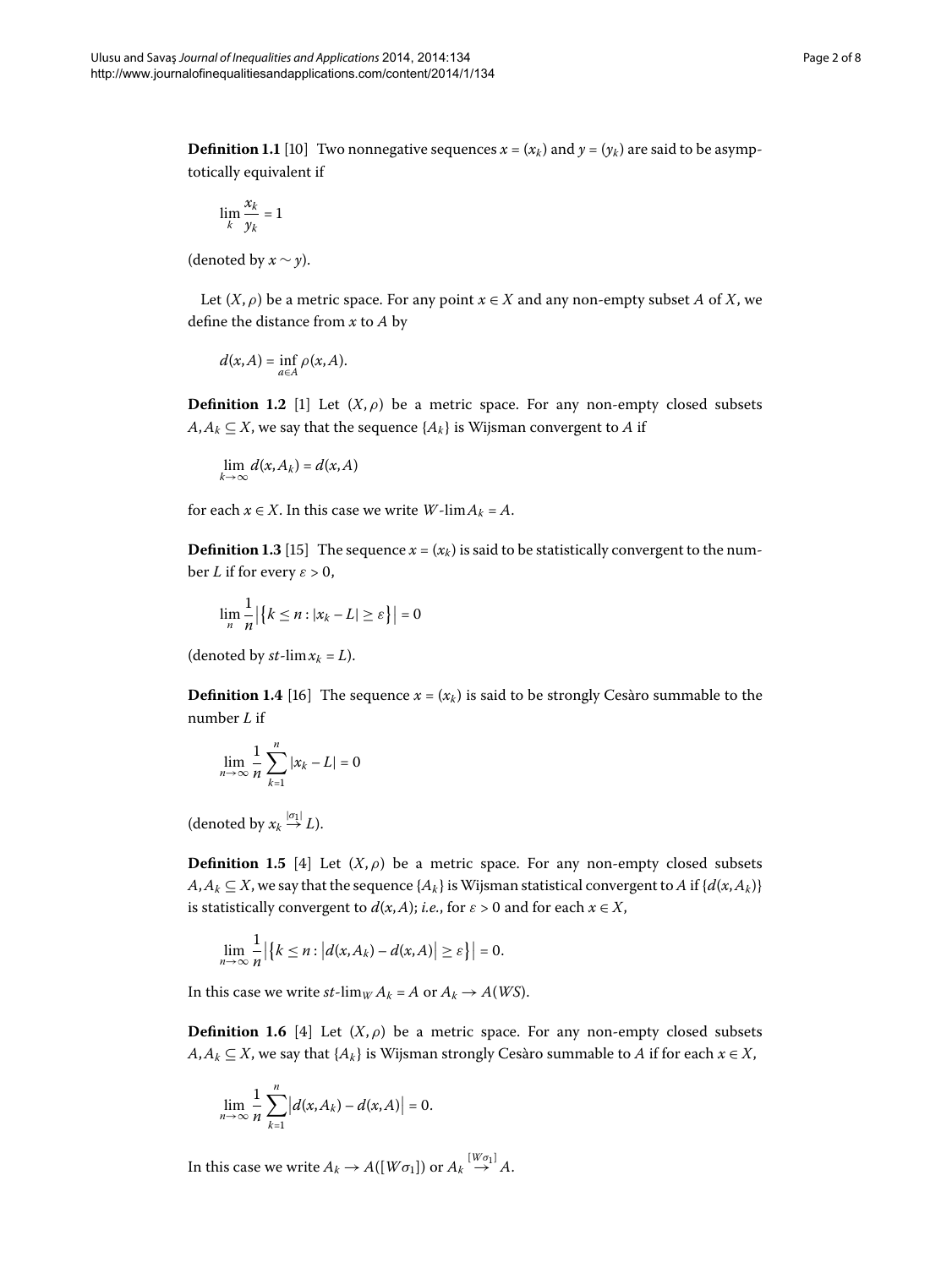**Definition 1.1** [10] Two nonnegative sequences $x = (x_k)$ and $y = (y_k)$ are said to be asymptotically equivalent if

$$\lim_k \frac{x_k}{y_k} = 1$$

(denoted by $x \sim y$).

Let $(X, \rho)$ be a metric space. For any point $x \in X$ and any non-empty subset $A$ of $X$, we define the distance from $x$ to $A$ by

$$d(x, A) = \inf_{a \in A} \rho(x, A).$$

**Definition 1.2** [1] Let $(X, \rho)$ be a metric space. For any non-empty closed subsets $A, A_k \subseteq X$, we say that the sequence $\{A_k\}$ is Wijsman convergent to $A$ if

$$\lim_{k \to \infty} d(x, A_k) = d(x, A)$$

for each $x \in X$. In this case we write $W\text{-}\lim A_k = A$.

**Definition 1.3** [15] The sequence $x = (x_k)$ is said to be statistically convergent to the number $L$ if for every $\varepsilon > 0$,

$$\lim_n \frac{1}{n} \bigl| \bigl\{ k \leq n : |x_k - L| \geq \varepsilon \bigr\} \bigr| = 0$$

(denoted by $st\text{-}\lim x_k = L$).

**Definition 1.4** [16] The sequence $x = (x_k)$ is said to be strongly Cesàro summable to the number $L$ if

$$\lim_{n \to \infty} \frac{1}{n} \sum_{k=1}^{n} |x_k - L| = 0$$

(denoted by $x_k \stackrel{|\sigma_1|}{\to} L$).

**Definition 1.5** [4] Let $(X, \rho)$ be a metric space. For any non-empty closed subsets $A, A_k \subseteq X$, we say that the sequence $\{A_k\}$ is Wijsman statistical convergent to $A$ if $\{d(x, A_k)\}$ is statistically convergent to $d(x, A)$; *i.e.*, for $\varepsilon > 0$ and for each $x \in X$,

$$\lim_{n \to \infty} \frac{1}{n} \bigl| \bigl\{ k \leq n : \bigl| d(x, A_k) - d(x, A) \bigr| \geq \varepsilon \bigr\} \bigr| = 0.$$

In this case we write $st\text{-}\lim_W A_k = A$ or $A_k \to A(WS)$.

**Definition 1.6** [4] Let $(X, \rho)$ be a metric space. For any non-empty closed subsets $A, A_k \subseteq X$, we say that $\{A_k\}$ is Wijsman strongly Cesàro summable to $A$ if for each $x \in X$,

$$\lim_{n \to \infty} \frac{1}{n} \sum_{k=1}^{n} \bigl| d(x, A_k) - d(x, A) \bigr| = 0.$$

In this case we write $A_k \to A([W\sigma_1])$ or $A_k \stackrel{[W\sigma_1]}{\to} A$.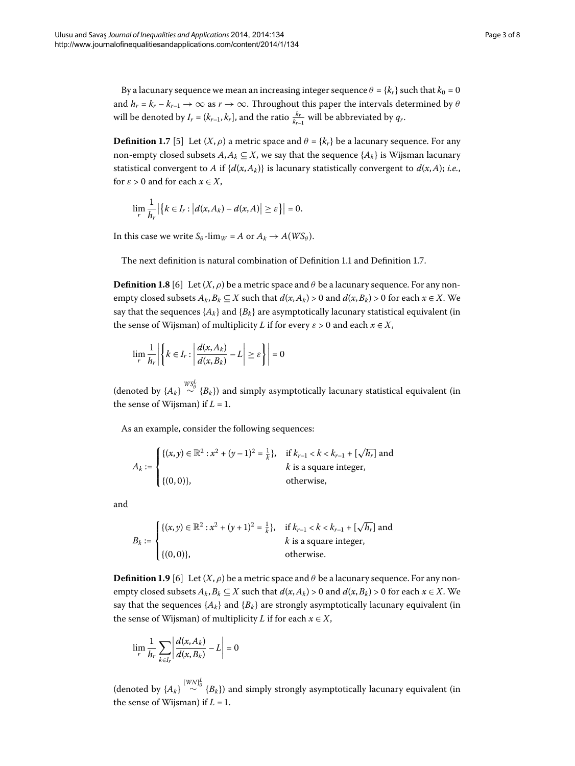By a lacunary sequence we mean an increasing integer sequence $\theta = \{k_r\}$ such that $k_0 = 0$ and $h_r = k_r - k_{r-1} \to \infty$ as $r \to \infty$. Throughout this paper the intervals determined by $\theta$ will be denoted by $I_r = (k_{r-1}, k_r]$, and the ratio $\frac{k_r}{k_{r-1}}$ will be abbreviated by $q_r$.

**Definition 1.7** [5] Let $(X, \rho)$ a metric space and $\theta = \{k_r\}$ be a lacunary sequence. For any non-empty closed subsets $A, A_k \subseteq X$, we say that the sequence $\{A_k\}$ is Wijsman lacunary statistical convergent to $A$ if $\{d(x, A_k)\}$ is lacunary statistically convergent to $d(x, A)$; *i.e.*, for $\varepsilon > 0$ and for each $x \in X$,

$$\lim_r \frac{1}{h_r} \left| \left\{ k \in I_r : \left| d(x, A_k) - d(x, A) \right| \geq \varepsilon \right\} \right| = 0.$$

In this case we write $S_\theta\text{-}\lim_W = A$ or $A_k \to A(WS_\theta)$.

The next definition is natural combination of Definition 1.1 and Definition 1.7.

**Definition 1.8** [6] Let $(X, \rho)$ be a metric space and $\theta$ be a lacunary sequence. For any non-empty closed subsets $A_k, B_k \subseteq X$ such that $d(x, A_k) > 0$ and $d(x, B_k) > 0$ for each $x \in X$. We say that the sequences $\{A_k\}$ and $\{B_k\}$ are asymptotically lacunary statistical equivalent (in the sense of Wijsman) of multiplicity $L$ if for every $\varepsilon > 0$ and each $x \in X$,

$$\lim_r \frac{1}{h_r} \left| \left\{ k \in I_r : \left| \frac{d(x, A_k)}{d(x, B_k)} - L \right| \geq \varepsilon \right\} \right| = 0$$

(denoted by $\{A_k\} \overset{WS_\theta^L}{\sim} \{B_k\}$) and simply asymptotically lacunary statistical equivalent (in the sense of Wijsman) if $L = 1$.

As an example, consider the following sequences:

$$A_k := \begin{cases} \{(x, y) \in \mathbb{R}^2 : x^2 + (y-1)^2 = \frac{1}{k}\}, & \text{if } k_{r-1} < k < k_{r-1} + [\sqrt{h_r}] \text{ and} \\ & k \text{ is a square integer,} \\ \{(0, 0)\}, & \text{otherwise,} \end{cases}$$

and

$$B_k := \begin{cases} \{(x, y) \in \mathbb{R}^2 : x^2 + (y+1)^2 = \frac{1}{k}\}, & \text{if } k_{r-1} < k < k_{r-1} + [\sqrt{h_r}] \text{ and} \\ & k \text{ is a square integer,} \\ \{(0, 0)\}, & \text{otherwise.} \end{cases}$$

**Definition 1.9** [6] Let $(X, \rho)$ be a metric space and $\theta$ be a lacunary sequence. For any non-empty closed subsets $A_k, B_k \subseteq X$ such that $d(x, A_k) > 0$ and $d(x, B_k) > 0$ for each $x \in X$. We say that the sequences $\{A_k\}$ and $\{B_k\}$ are strongly asymptotically lacunary equivalent (in the sense of Wijsman) of multiplicity $L$ if for each $x \in X$,

$$\lim_r \frac{1}{h_r} \sum_{k \in I_r} \left| \frac{d(x, A_k)}{d(x, B_k)} - L \right| = 0$$

(denoted by $\{A_k\} \overset{[WN]_\theta^L}{\sim} \{B_k\}$) and simply strongly asymptotically lacunary equivalent (in the sense of Wijsman) if $L = 1$.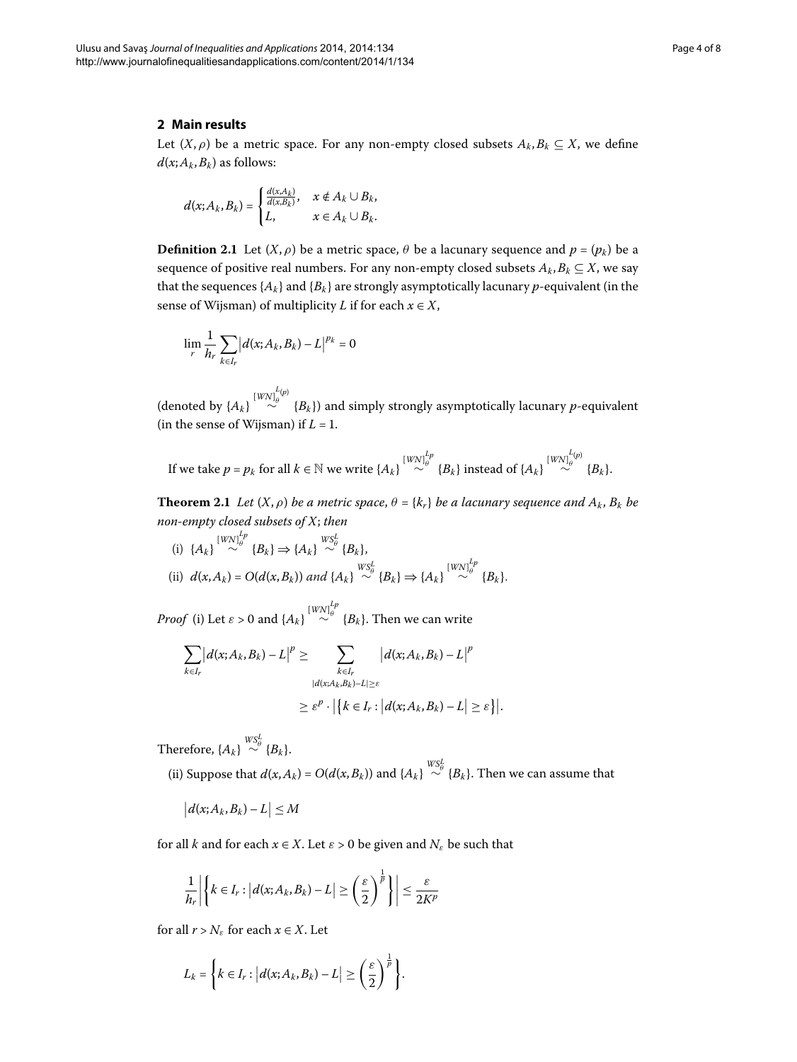## 2 Main results

Let $(X, \rho)$ be a metric space. For any non-empty closed subsets $A_k, B_k \subseteq X$, we define $d(x; A_k, B_k)$ as follows:

$$d(x; A_k, B_k) = \begin{cases} \frac{d(x,A_k)}{d(x,B_k)}, & x \notin A_k \cup B_k, \\ L, & x \in A_k \cup B_k. \end{cases}$$

**Definition 2.1** Let $(X, \rho)$ be a metric space, $\theta$ be a lacunary sequence and $p = (p_k)$ be a sequence of positive real numbers. For any non-empty closed subsets $A_k, B_k \subseteq X$, we say that the sequences $\{A_k\}$ and $\{B_k\}$ are strongly asymptotically lacunary $p$-equivalent (in the sense of Wijsman) of multiplicity $L$ if for each $x \in X$,

$$\lim_r \frac{1}{h_r} \sum_{k \in I_r} \left| d(x; A_k, B_k) - L \right|^{p_k} = 0$$

(denoted by $\{A_k\} \overset{[WN]_\theta^{L(p)}}{\sim} \{B_k\}$) and simply strongly asymptotically lacunary $p$-equivalent (in the sense of Wijsman) if $L = 1$.

If we take $p = p_k$ for all $k \in \mathbb{N}$ we write $\{A_k\} \overset{[WN]_\theta^{Lp}}{\sim} \{B_k\}$ instead of $\{A_k\} \overset{[WN]_\theta^{L(p)}}{\sim} \{B_k\}$.

**Theorem 2.1** *Let $(X, \rho)$ be a metric space, $\theta = \{k_r\}$ be a lacunary sequence and $A_k$, $B_k$ be non-empty closed subsets of $X$; then*

(i) $\{A_k\} \overset{[WN]_\theta^{Lp}}{\sim} \{B_k\} \Rightarrow \{A_k\} \overset{WS_\theta^L}{\sim} \{B_k\}$,

(ii) $d(x, A_k) = O(d(x, B_k))$ *and* $\{A_k\} \overset{WS_\theta^L}{\sim} \{B_k\} \Rightarrow \{A_k\} \overset{[WN]_\theta^{Lp}}{\sim} \{B_k\}$.

*Proof* (i) Let $\varepsilon > 0$ and $\{A_k\} \overset{[WN]_\theta^{Lp}}{\sim} \{B_k\}$. Then we can write

$$\begin{aligned} \sum_{k \in I_r} \left| d(x; A_k, B_k) - L \right|^p &\geq \sum_{\substack{k \in I_r \\ |d(x;A_k,B_k) - L| \geq \varepsilon}} \left| d(x; A_k, B_k) - L \right|^p \\ &\geq \varepsilon^p \cdot \left| \left\{ k \in I_r : \left| d(x; A_k, B_k) - L \right| \geq \varepsilon \right\} \right|. \end{aligned}$$

Therefore, $\{A_k\} \overset{WS_\theta^L}{\sim} \{B_k\}$.

(ii) Suppose that $d(x, A_k) = O(d(x, B_k))$ and $\{A_k\} \overset{WS_\theta^L}{\sim} \{B_k\}$. Then we can assume that

$$\left| d(x; A_k, B_k) - L \right| \leq M$$

for all $k$ and for each $x \in X$. Let $\varepsilon > 0$ be given and $N_\varepsilon$ be such that

$$\frac{1}{h_r} \left| \left\{ k \in I_r : \left| d(x; A_k, B_k) - L \right| \geq \left( \frac{\varepsilon}{2} \right)^{\frac{1}{p}} \right\} \right| \leq \frac{\varepsilon}{2K^p}$$

for all $r > N_\varepsilon$ for each $x \in X$. Let

$$L_k = \left\{ k \in I_r : \left| d(x; A_k, B_k) - L \right| \geq \left( \frac{\varepsilon}{2} \right)^{\frac{1}{p}} \right\}.$$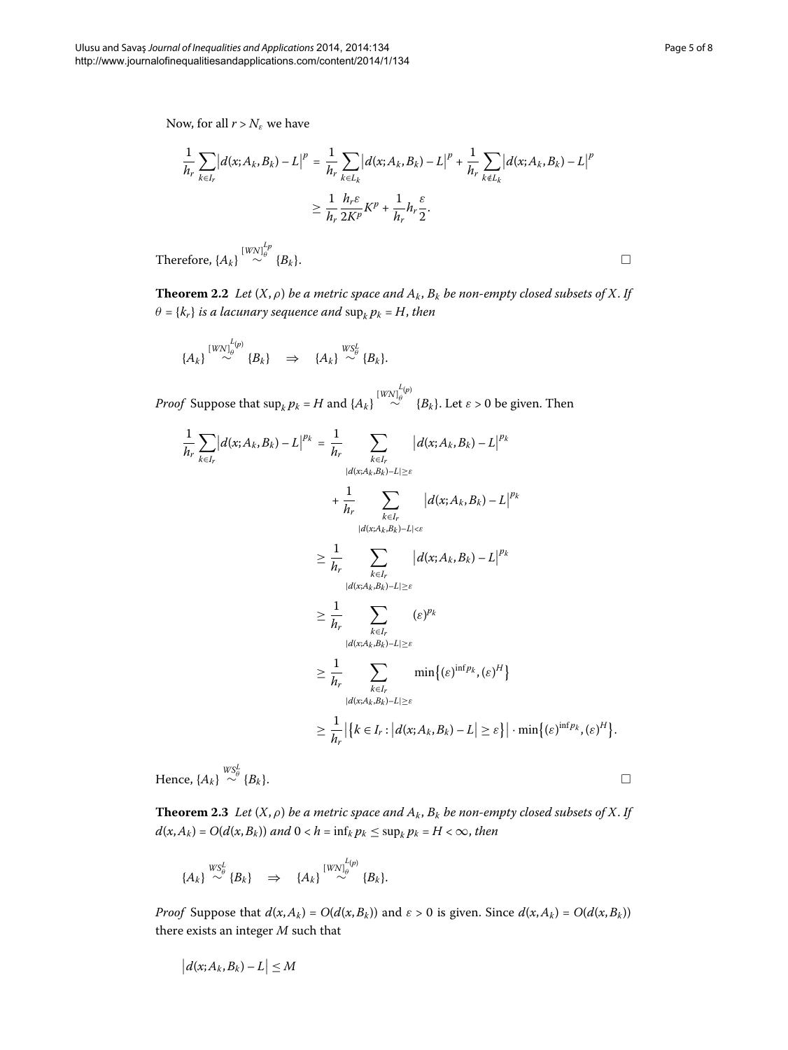Now, for all $r > N_\varepsilon$ we have

$$
\begin{aligned}
\frac{1}{h_r}\sum_{k\in I_r}\bigl|d(x;A_k,B_k)-L\bigr|^p &= \frac{1}{h_r}\sum_{k\in L_k}\bigl|d(x;A_k,B_k)-L\bigr|^p + \frac{1}{h_r}\sum_{k\notin L_k}\bigl|d(x;A_k,B_k)-L\bigr|^p \\
&\geq \frac{1}{h_r}\frac{h_r\varepsilon}{2K^p}K^p + \frac{1}{h_r}h_r\frac{\varepsilon}{2}.
\end{aligned}
$$

Therefore, $\{A_k\} \overset{[WN]_\theta^{L_p}}{\sim} \{B_k\}$. □

**Theorem 2.2** *Let $(X,\rho)$ be a metric space and $A_k$, $B_k$ be non-empty closed subsets of $X$. If $\theta = \{k_r\}$ is a lacunary sequence and $\sup_k p_k = H$, then*

$$
\{A_k\} \overset{[WN]_\theta^{L(p)}}{\sim} \{B_k\} \quad\Rightarrow\quad \{A_k\} \overset{WS_\theta^L}{\sim} \{B_k\}.
$$

*Proof* Suppose that $\sup_k p_k = H$ and $\{A_k\} \overset{[WN]_\theta^{L(p)}}{\sim} \{B_k\}$. Let $\varepsilon > 0$ be given. Then

$$
\begin{aligned}
\frac{1}{h_r}\sum_{k\in I_r}\bigl|d(x;A_k,B_k)-L\bigr|^{p_k} &= \frac{1}{h_r}\sum_{\substack{k\in I_r\\ |d(x;A_k,B_k)-L|\geq\varepsilon}}\bigl|d(x;A_k,B_k)-L\bigr|^{p_k} \\
&\quad + \frac{1}{h_r}\sum_{\substack{k\in I_r\\ |d(x;A_k,B_k)-L|<\varepsilon}}\bigl|d(x;A_k,B_k)-L\bigr|^{p_k} \\
&\geq \frac{1}{h_r}\sum_{\substack{k\in I_r\\ |d(x;A_k,B_k)-L|\geq\varepsilon}}\bigl|d(x;A_k,B_k)-L\bigr|^{p_k} \\
&\geq \frac{1}{h_r}\sum_{\substack{k\in I_r\\ |d(x;A_k,B_k)-L|\geq\varepsilon}}(\varepsilon)^{p_k} \\
&\geq \frac{1}{h_r}\sum_{\substack{k\in I_r\\ |d(x;A_k,B_k)-L|\geq\varepsilon}}\min\bigl\{(\varepsilon)^{\inf p_k},(\varepsilon)^H\bigr\} \\
&\geq \frac{1}{h_r}\bigl|\bigl\{k\in I_r : \bigl|d(x;A_k,B_k)-L\bigr|\geq\varepsilon\bigr\}\bigr|\cdot\min\bigl\{(\varepsilon)^{\inf p_k},(\varepsilon)^H\bigr\}.
\end{aligned}
$$

Hence, $\{A_k\} \overset{WS_\theta^L}{\sim} \{B_k\}$. □

**Theorem 2.3** *Let $(X,\rho)$ be a metric space and $A_k$, $B_k$ be non-empty closed subsets of $X$. If $d(x,A_k) = O(d(x,B_k))$ and $0 < h = \inf_k p_k \leq \sup_k p_k = H < \infty$, then*

$$
\{A_k\} \overset{WS_\theta^L}{\sim} \{B_k\} \quad\Rightarrow\quad \{A_k\} \overset{[WN]_\theta^{L(p)}}{\sim} \{B_k\}.
$$

*Proof* Suppose that $d(x,A_k) = O(d(x,B_k))$ and $\varepsilon > 0$ is given. Since $d(x,A_k) = O(d(x,B_k))$ there exists an integer $M$ such that

$$
\bigl|d(x;A_k,B_k)-L\bigr| \leq M
$$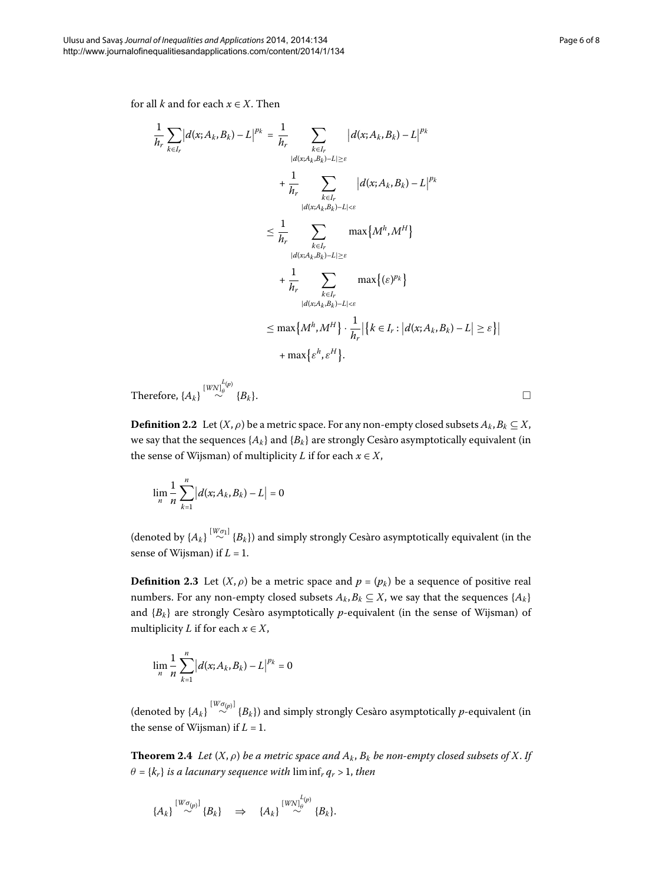for all $k$ and for each $x \in X$. Then

$$
\begin{aligned}
\frac{1}{h_r}\sum_{k\in I_r}\left|d(x;A_k,B_k)-L\right|^{p_k} &= \frac{1}{h_r}\sum_{\substack{k\in I_r\\ |d(x;A_k,B_k)-L|\geq\varepsilon}}\left|d(x;A_k,B_k)-L\right|^{p_k} \\
&\quad+\frac{1}{h_r}\sum_{\substack{k\in I_r\\ |d(x;A_k,B_k)-L|<\varepsilon}}\left|d(x;A_k,B_k)-L\right|^{p_k} \\
&\leq \frac{1}{h_r}\sum_{\substack{k\in I_r\\ |d(x;A_k,B_k)-L|\geq\varepsilon}}\max\left\{M^h,M^H\right\} \\
&\quad+\frac{1}{h_r}\sum_{\substack{k\in I_r\\ |d(x;A_k,B_k)-L|<\varepsilon}}\max\left\{(\varepsilon)^{p_k}\right\} \\
&\leq \max\left\{M^h,M^H\right\}\cdot\frac{1}{h_r}\left|\left\{k\in I_r:\left|d(x;A_k,B_k)-L\right|\geq\varepsilon\right\}\right| \\
&\quad+\max\left\{\varepsilon^h,\varepsilon^H\right\}.
\end{aligned}
$$

Therefore, $\{A_k\} \overset{[WN]_\theta^{L(p)}}{\sim} \{B_k\}$. □

**Definition 2.2** Let $(X,\rho)$ be a metric space. For any non-empty closed subsets $A_k, B_k \subseteq X$, we say that the sequences $\{A_k\}$ and $\{B_k\}$ are strongly Cesàro asymptotically equivalent (in the sense of Wijsman) of multiplicity $L$ if for each $x \in X$,

$$
\lim_n \frac{1}{n}\sum_{k=1}^{n}\left|d(x;A_k,B_k)-L\right| = 0
$$

(denoted by $\{A_k\} \overset{[W\sigma_1]}{\sim} \{B_k\}$) and simply strongly Cesàro asymptotically equivalent (in the sense of Wijsman) if $L = 1$.

**Definition 2.3** Let $(X,\rho)$ be a metric space and $p = (p_k)$ be a sequence of positive real numbers. For any non-empty closed subsets $A_k, B_k \subseteq X$, we say that the sequences $\{A_k\}$ and $\{B_k\}$ are strongly Cesàro asymptotically $p$-equivalent (in the sense of Wijsman) of multiplicity $L$ if for each $x \in X$,

$$
\lim_n \frac{1}{n}\sum_{k=1}^{n}\left|d(x;A_k,B_k)-L\right|^{p_k} = 0
$$

(denoted by $\{A_k\} \overset{[W\sigma_{(p)}]}{\sim} \{B_k\}$) and simply strongly Cesàro asymptotically $p$-equivalent (in the sense of Wijsman) if $L = 1$.

**Theorem 2.4** *Let $(X,\rho)$ be a metric space and $A_k$, $B_k$ be non-empty closed subsets of $X$. If $\theta = \{k_r\}$ is a lacunary sequence with* $\liminf_r q_r > 1$, *then*

$$
\{A_k\} \overset{[W\sigma_{(p)}]}{\sim} \{B_k\} \quad\Rightarrow\quad \{A_k\} \overset{[WN]_\theta^{L(p)}}{\sim} \{B_k\}.
$$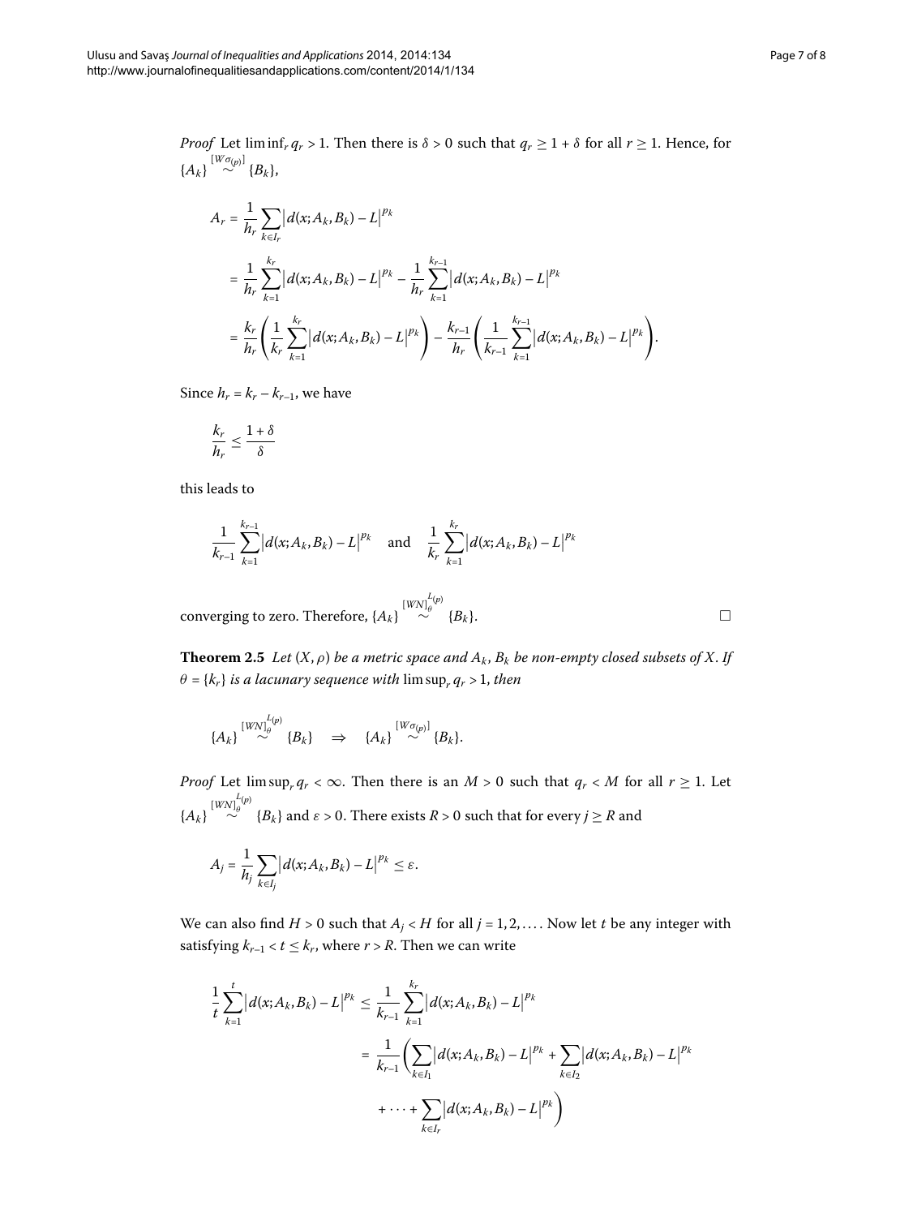*Proof* Let $\liminf_r q_r > 1$. Then there is $\delta > 0$ such that $q_r \geq 1 + \delta$ for all $r \geq 1$. Hence, for $\{A_k\} \overset{[W\sigma_{(p)}]}{\sim} \{B_k\}$,

$$
\begin{aligned}
A_r &= \frac{1}{h_r} \sum_{k \in I_r} \left| d(x; A_k, B_k) - L \right|^{p_k} \\
&= \frac{1}{h_r} \sum_{k=1}^{k_r} \left| d(x; A_k, B_k) - L \right|^{p_k} - \frac{1}{h_r} \sum_{k=1}^{k_{r-1}} \left| d(x; A_k, B_k) - L \right|^{p_k} \\
&= \frac{k_r}{h_r} \left( \frac{1}{k_r} \sum_{k=1}^{k_r} \left| d(x; A_k, B_k) - L \right|^{p_k} \right) - \frac{k_{r-1}}{h_r} \left( \frac{1}{k_{r-1}} \sum_{k=1}^{k_{r-1}} \left| d(x; A_k, B_k) - L \right|^{p_k} \right).
\end{aligned}
$$

Since $h_r = k_r - k_{r-1}$, we have

$$
\frac{k_r}{h_r} \leq \frac{1 + \delta}{\delta}
$$

this leads to

$$
\frac{1}{k_{r-1}} \sum_{k=1}^{k_{r-1}} \left| d(x; A_k, B_k) - L \right|^{p_k} \quad \text{and} \quad \frac{1}{k_r} \sum_{k=1}^{k_r} \left| d(x; A_k, B_k) - L \right|^{p_k}
$$

converging to zero. Therefore, $\{A_k\} \overset{[WN]_\theta^{L(p)}}{\sim} \{B_k\}$. □

**Theorem 2.5** *Let $(X, \rho)$ be a metric space and $A_k$, $B_k$ be non-empty closed subsets of $X$. If $\theta = \{k_r\}$ is a lacunary sequence with $\limsup_r q_r > 1$, then*

$$
\{A_k\} \overset{[WN]_\theta^{L(p)}}{\sim} \{B_k\} \quad \Rightarrow \quad \{A_k\} \overset{[W\sigma_{(p)}]}{\sim} \{B_k\}.
$$

*Proof* Let $\limsup_r q_r < \infty$. Then there is an $M > 0$ such that $q_r < M$ for all $r \geq 1$. Let $\{A_k\} \overset{[WN]_\theta^{L(p)}}{\sim} \{B_k\}$ and $\varepsilon > 0$. There exists $R > 0$ such that for every $j \geq R$ and

$$
A_j = \frac{1}{h_j} \sum_{k \in I_j} \left| d(x; A_k, B_k) - L \right|^{p_k} \leq \varepsilon.
$$

We can also find $H > 0$ such that $A_j < H$ for all $j = 1, 2, \ldots$. Now let $t$ be any integer with satisfying $k_{r-1} < t \leq k_r$, where $r > R$. Then we can write

$$
\begin{aligned}
\frac{1}{t} \sum_{k=1}^{t} \left| d(x; A_k, B_k) - L \right|^{p_k} &\leq \frac{1}{k_{r-1}} \sum_{k=1}^{k_r} \left| d(x; A_k, B_k) - L \right|^{p_k} \\
&= \frac{1}{k_{r-1}} \left( \sum_{k \in I_1} \left| d(x; A_k, B_k) - L \right|^{p_k} + \sum_{k \in I_2} \left| d(x; A_k, B_k) - L \right|^{p_k} \right. \\
&\quad \left. + \cdots + \sum_{k \in I_r} \left| d(x; A_k, B_k) - L \right|^{p_k} \right)
\end{aligned}
$$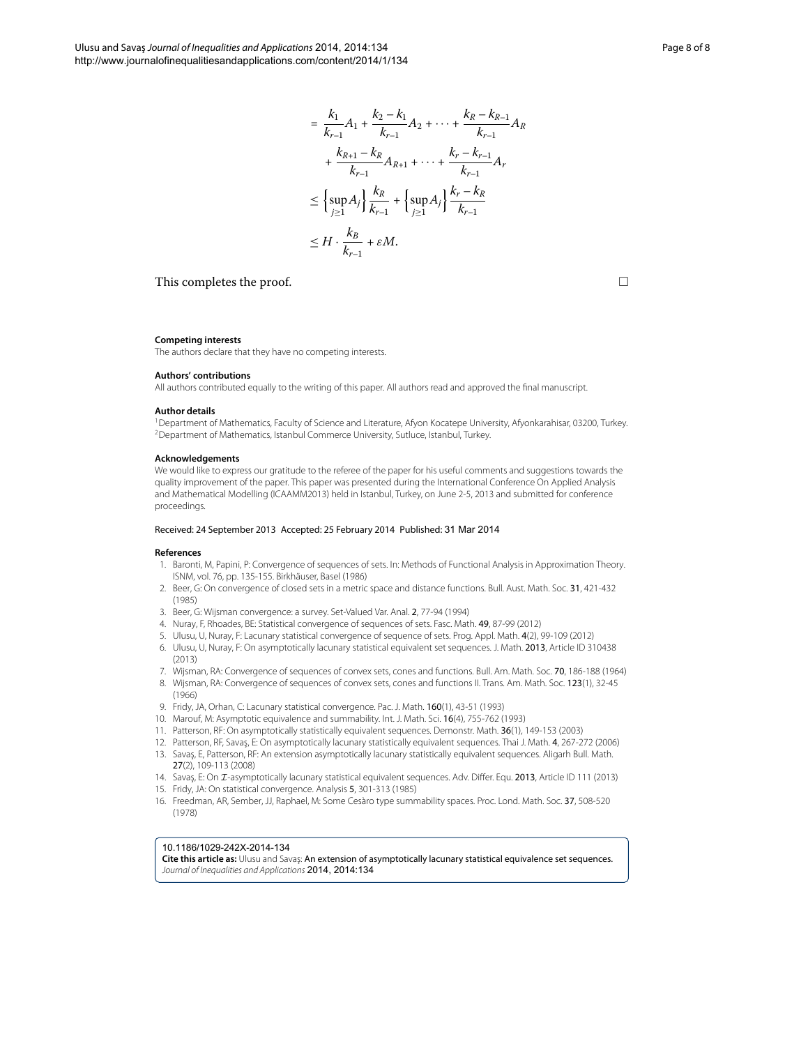$$
\begin{aligned}
&= \frac{k_1}{k_{r-1}}A_1 + \frac{k_2 - k_1}{k_{r-1}}A_2 + \cdots + \frac{k_R - k_{R-1}}{k_{r-1}}A_R \\
&\quad + \frac{k_{R+1} - k_R}{k_{r-1}}A_{R+1} + \cdots + \frac{k_r - k_{r-1}}{k_{r-1}}A_r \\
&\leq \Big\{\sup_{j\geq 1} A_j\Big\}\frac{k_R}{k_{r-1}} + \Big\{\sup_{j\geq 1} A_j\Big\}\frac{k_r - k_R}{k_{r-1}} \\
&\leq H \cdot \frac{k_B}{k_{r-1}} + \varepsilon M.
\end{aligned}
$$

This completes the proof. □

**Competing interests**

The authors declare that they have no competing interests.

**Authors' contributions**

All authors contributed equally to the writing of this paper. All authors read and approved the final manuscript.

**Author details**

[1]Department of Mathematics, Faculty of Science and Literature, Afyon Kocatepe University, Afyonkarahisar, 03200, Turkey. [2]Department of Mathematics, Istanbul Commerce University, Sutluce, Istanbul, Turkey.

**Acknowledgements**

We would like to express our gratitude to the referee of the paper for his useful comments and suggestions towards the quality improvement of the paper. This paper was presented during the International Conference On Applied Analysis and Mathematical Modelling (ICAAMM2013) held in Istanbul, Turkey, on June 2-5, 2013 and submitted for conference proceedings.

Received: 24 September 2013 Accepted: 25 February 2014 Published: 31 Mar 2014

**References**

1. Baronti, M, Papini, P: Convergence of sequences of sets. In: Methods of Functional Analysis in Approximation Theory. ISNM, vol. 76, pp. 135-155. Birkhäuser, Basel (1986)
2. Beer, G: On convergence of closed sets in a metric space and distance functions. Bull. Aust. Math. Soc. **31**, 421-432 (1985)
3. Beer, G: Wijsman convergence: a survey. Set-Valued Var. Anal. **2**, 77-94 (1994)
4. Nuray, F, Rhoades, BE: Statistical convergence of sequences of sets. Fasc. Math. **49**, 87-99 (2012)
5. Ulusu, U, Nuray, F: Lacunary statistical convergence of sequence of sets. Prog. Appl. Math. **4**(2), 99-109 (2012)
6. Ulusu, U, Nuray, F: On asymptotically lacunary statistical equivalent set sequences. J. Math. **2013**, Article ID 310438 (2013)
7. Wijsman, RA: Convergence of sequences of convex sets, cones and functions. Bull. Am. Math. Soc. **70**, 186-188 (1964)
8. Wijsman, RA: Convergence of sequences of convex sets, cones and functions II. Trans. Am. Math. Soc. **123**(1), 32-45 (1966)
9. Fridy, JA, Orhan, C: Lacunary statistical convergence. Pac. J. Math. **160**(1), 43-51 (1993)
10. Marouf, M: Asymptotic equivalence and summability. Int. J. Math. Sci. **16**(4), 755-762 (1993)
11. Patterson, RF: On asymptotically statistically equivalent sequences. Demonstr. Math. **36**(1), 149-153 (2003)
12. Patterson, RF, Savaş, E: On asymptotically lacunary statistically equivalent sequences. Thai J. Math. **4**, 267-272 (2006)
13. Savaş, E, Patterson, RF: An extension asymptotically lacunary statistically equivalent sequences. Aligarh Bull. Math. **27**(2), 109-113 (2008)
14. Savaş, E: On $\mathcal{I}$-asymptotically lacunary statistical equivalent sequences. Adv. Differ. Equ. **2013**, Article ID 111 (2013)
15. Fridy, JA: On statistical convergence. Analysis **5**, 301-313 (1985)
16. Freedman, AR, Sember, JJ, Raphael, M: Some Cesàro type summability spaces. Proc. Lond. Math. Soc. **37**, 508-520 (1978)

10.1186/1029-242X-2014-134

**Cite this article as:** Ulusu and Savaş: An extension of asymptotically lacunary statistical equivalence set sequences. *Journal of Inequalities and Applications* 2014, 2014:134